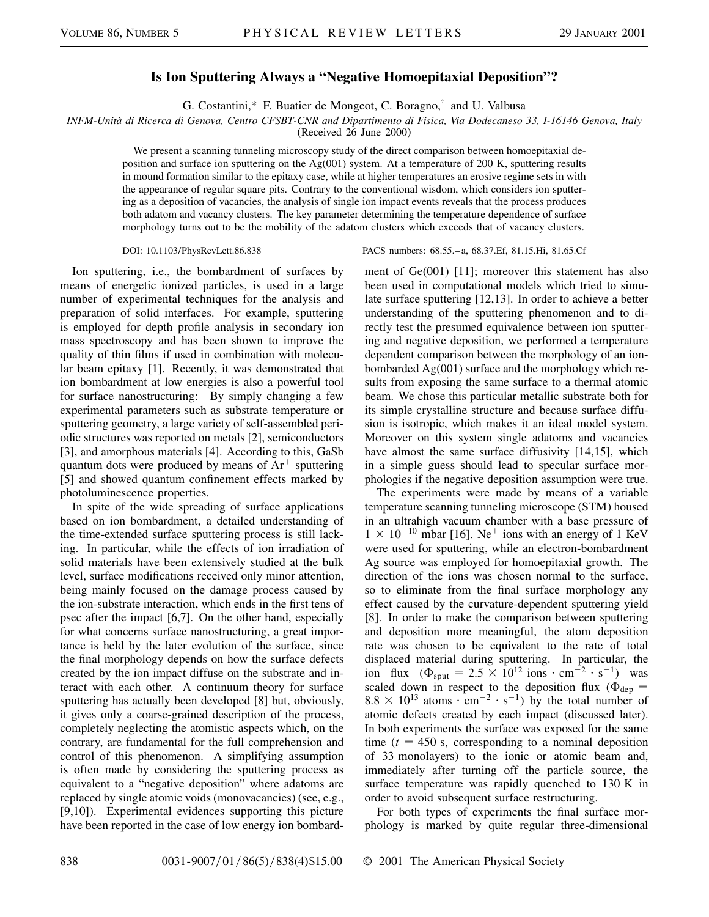# Is Ion Sputtering Always a "Negative Homoepitaxial Deposition"?

G. Costantini,* F. Buatier de Mongeot, C. Boragno,† and U. Valbusa

*INFM-Unità di Ricerca di Genova, Centro CFSBT-CNR and Dipartimento di Fisica, Via Dodecaneso 33, I-16146 Genova, Italy*

(Received 26 June 2000)

We present a scanning tunneling microscopy study of the direct comparison between homoepitaxial deposition and surface ion sputtering on the Ag(001) system. At a temperature of 200 K, sputtering results in mound formation similar to the epitaxy case, while at higher temperatures an erosive regime sets in with the appearance of regular square pits. Contrary to the conventional wisdom, which considers ion sputtering as a deposition of vacancies, the analysis of single ion impact events reveals that the process produces both adatom and vacancy clusters. The key parameter determining the temperature dependence of surface morphology turns out to be the mobility of the adatom clusters which exceeds that of vacancy clusters.

DOI: 10.1103/PhysRevLett.86.838 PACS numbers: 68.55.–a, 68.37.Ef, 81.15.Hi, 81.65.Cf

Ion sputtering, i.e., the bombardment of surfaces by means of energetic ionized particles, is used in a large number of experimental techniques for the analysis and preparation of solid interfaces. For example, sputtering is employed for depth profile analysis in secondary ion mass spectroscopy and has been shown to improve the quality of thin films if used in combination with molecular beam epitaxy [1]. Recently, it was demonstrated that ion bombardment at low energies is also a powerful tool for surface nanostructuring: By simply changing a few experimental parameters such as substrate temperature or sputtering geometry, a large variety of self-assembled periodic structures was reported on metals [2], semiconductors [3], and amorphous materials [4]. According to this, GaSb quantum dots were produced by means of $Ar^+$ sputtering [5] and showed quantum confinement effects marked by photoluminescence properties.

In spite of the wide spreading of surface applications based on ion bombardment, a detailed understanding of the time-extended surface sputtering process is still lacking. In particular, while the effects of ion irradiation of solid materials have been extensively studied at the bulk level, surface modifications received only minor attention, being mainly focused on the damage process caused by the ion-substrate interaction, which ends in the first tens of psec after the impact [6,7]. On the other hand, especially for what concerns surface nanostructuring, a great importance is held by the later evolution of the surface, since the final morphology depends on how the surface defects created by the ion impact diffuse on the substrate and interact with each other. A continuum theory for surface sputtering has actually been developed [8] but, obviously, it gives only a coarse-grained description of the process, completely neglecting the atomistic aspects which, on the contrary, are fundamental for the full comprehension and control of this phenomenon. A simplifying assumption is often made by considering the sputtering process as equivalent to a "negative deposition" where adatoms are replaced by single atomic voids (monovacancies) (see, e.g., [9,10]). Experimental evidences supporting this picture have been reported in the case of low energy ion bombardment of Ge(001) [11]; moreover this statement has also been used in computational models which tried to simulate surface sputtering [12,13]. In order to achieve a better understanding of the sputtering phenomenon and to directly test the presumed equivalence between ion sputtering and negative deposition, we performed a temperature dependent comparison between the morphology of an ion-bombarded Ag(001) surface and the morphology which results from exposing the same surface to a thermal atomic beam. We chose this particular metallic substrate both for its simple crystalline structure and because surface diffusion is isotropic, which makes it an ideal model system. Moreover on this system single adatoms and vacancies have almost the same surface diffusivity [14,15], which in a simple guess should lead to specular surface morphologies if the negative deposition assumption were true.

The experiments were made by means of a variable temperature scanning tunneling microscope (STM) housed in an ultrahigh vacuum chamber with a base pressure of $1 \times 10^{-10}$ mbar [16]. $Ne^+$ ions with an energy of 1 KeV were used for sputtering, while an electron-bombardment Ag source was employed for homoepitaxial growth. The direction of the ions was chosen normal to the surface, so to eliminate from the final surface morphology any effect caused by the curvature-dependent sputtering yield [8]. In order to make the comparison between sputtering and deposition more meaningful, the atom deposition rate was chosen to be equivalent to the rate of total displaced material during sputtering. In particular, the ion flux ($\Phi_{sput} = 2.5 \times 10^{12}$ ions $\cdot$ cm$^{-2}$ $\cdot$ s$^{-1}$) was scaled down in respect to the deposition flux ($\Phi_{dep} = 8.8 \times 10^{13}$ atoms $\cdot$ cm$^{-2}$ $\cdot$ s$^{-1}$) by the total number of atomic defects created by each impact (discussed later). In both experiments the surface was exposed for the same time ($t = 450$ s, corresponding to a nominal deposition of 33 monolayers) to the ionic or atomic beam and, immediately after turning off the particle source, the surface temperature was rapidly quenched to 130 K in order to avoid subsequent surface restructuring.

For both types of experiments the final surface morphology is marked by quite regular three-dimensional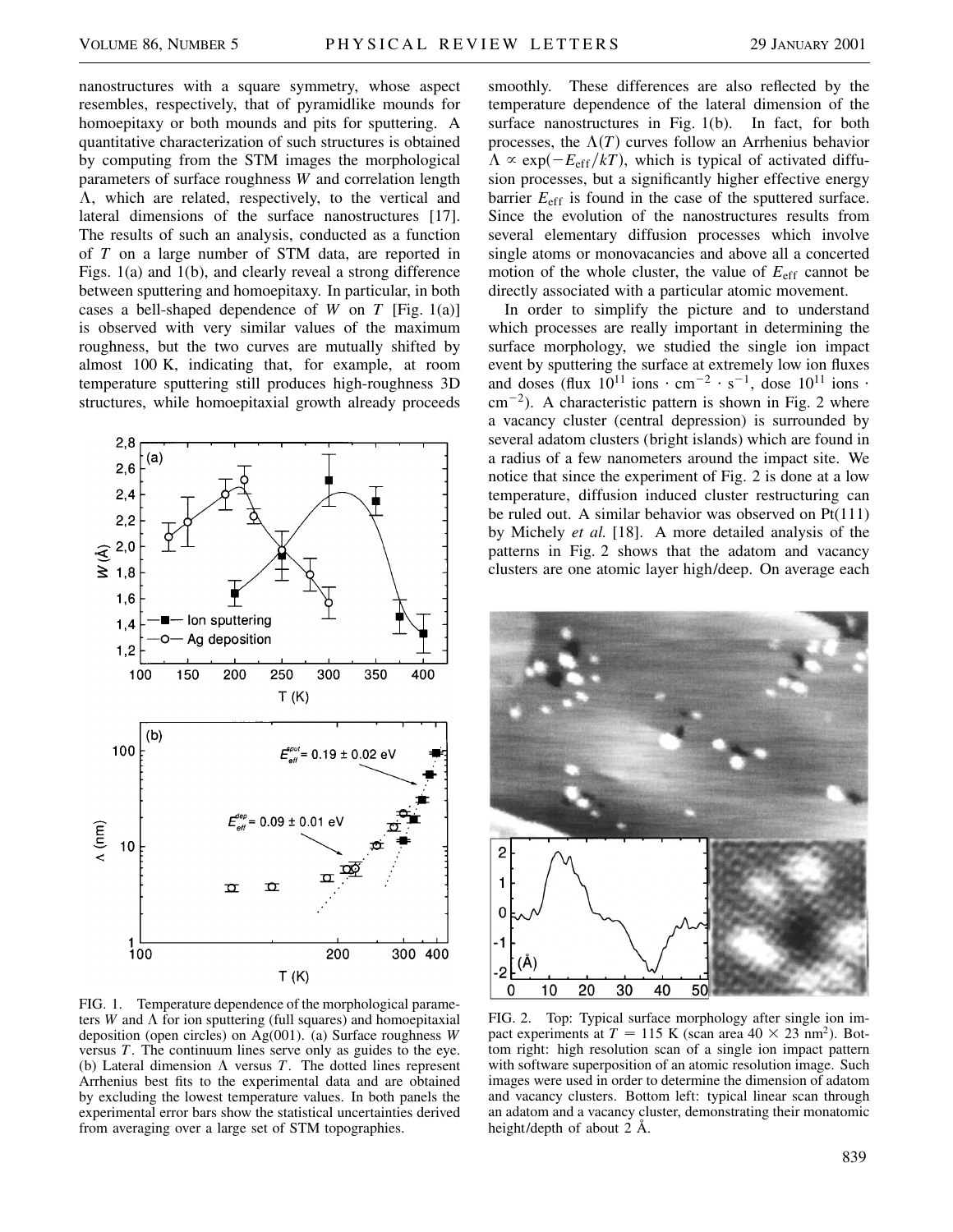nanostructures with a square symmetry, whose aspect resembles, respectively, that of pyramidlike mounds for homoepitaxy or both mounds and pits for sputtering. A quantitative characterization of such structures is obtained by computing from the STM images the morphological parameters of surface roughness $W$ and correlation length $\Lambda$, which are related, respectively, to the vertical and lateral dimensions of the surface nanostructures [17]. The results of such an analysis, conducted as a function of $T$ on a large number of STM data, are reported in Figs. 1(a) and 1(b), and clearly reveal a strong difference between sputtering and homoepitaxy. In particular, in both cases a bell-shaped dependence of $W$ on $T$ [Fig. 1(a)] is observed with very similar values of the maximum roughness, but the two curves are mutually shifted by almost 100 K, indicating that, for example, at room temperature sputtering still produces high-roughness 3D structures, while homoepitaxial growth already proceeds smoothly. These differences are also reflected by the temperature dependence of the lateral dimension of the surface nanostructures in Fig. 1(b). In fact, for both processes, the $\Lambda(T)$ curves follow an Arrhenius behavior $\Lambda \propto \exp(-E_{\mathrm{eff}}/kT)$, which is typical of activated diffusion processes, but a significantly higher effective energy barrier $E_{\mathrm{eff}}$ is found in the case of the sputtered surface. Since the evolution of the nanostructures results from several elementary diffusion processes which involve single atoms or monovacancies and above all a concerted motion of the whole cluster, the value of $E_{\mathrm{eff}}$ cannot be directly associated with a particular atomic movement.

FIG. 1. Temperature dependence of the morphological parameters $W$ and $\Lambda$ for ion sputtering (full squares) and homoepitaxial deposition (open circles) on Ag(001). (a) Surface roughness $W$ versus $T$. The continuum lines serve only as guides to the eye. (b) Lateral dimension $\Lambda$ versus $T$. The dotted lines represent Arrhenius best fits to the experimental data and are obtained by excluding the lowest temperature values. In both panels the experimental error bars show the statistical uncertainties derived from averaging over a large set of STM topographies.

In order to simplify the picture and to understand which processes are really important in determining the surface morphology, we studied the single ion impact event by sputtering the surface at extremely low ion fluxes and doses (flux $10^{11}$ ions $\cdot$ cm$^{-2}$ $\cdot$ s$^{-1}$, dose $10^{11}$ ions $\cdot$ cm$^{-2}$). A characteristic pattern is shown in Fig. 2 where a vacancy cluster (central depression) is surrounded by several adatom clusters (bright islands) which are found in a radius of a few nanometers around the impact site. We notice that since the experiment of Fig. 2 is done at a low temperature, diffusion induced cluster restructuring can be ruled out. A similar behavior was observed on Pt(111) by Michely *et al.* [18]. A more detailed analysis of the patterns in Fig. 2 shows that the adatom and vacancy clusters are one atomic layer high/deep. On average each

FIG. 2. Top: Typical surface morphology after single ion impact experiments at $T = 115$ K (scan area $40 \times 23$ nm$^2$). Bottom right: high resolution scan of a single ion impact pattern with software superposition of an atomic resolution image. Such images were used in order to determine the dimension of adatom and vacancy clusters. Bottom left: typical linear scan through an adatom and a vacancy cluster, demonstrating their monatomic height/depth of about 2 Å.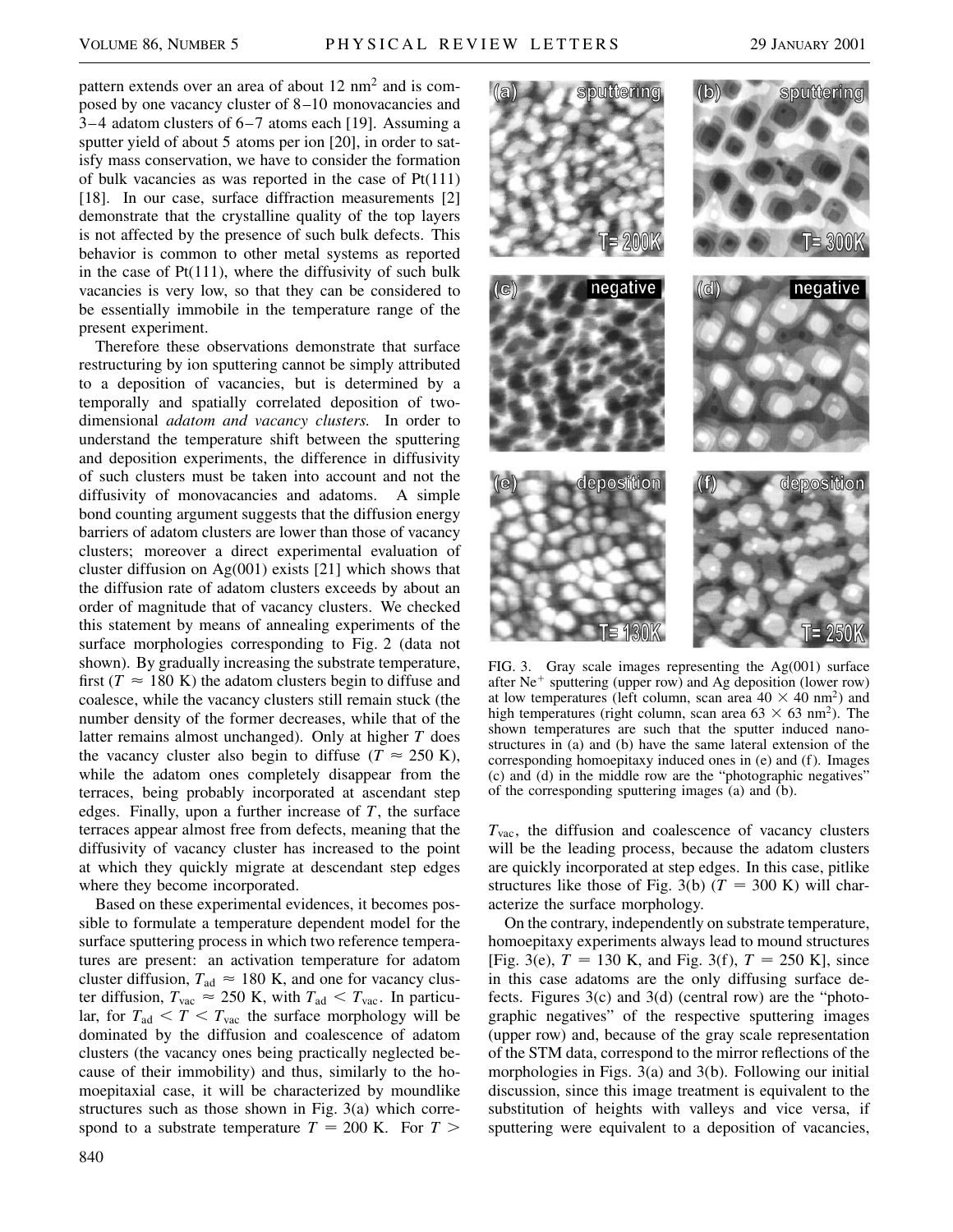pattern extends over an area of about 12 nm$^2$ and is composed by one vacancy cluster of 8–10 monovacancies and 3–4 adatom clusters of 6–7 atoms each [19]. Assuming a sputter yield of about 5 atoms per ion [20], in order to satisfy mass conservation, we have to consider the formation of bulk vacancies as was reported in the case of Pt(111) [18]. In our case, surface diffraction measurements [2] demonstrate that the crystalline quality of the top layers is not affected by the presence of such bulk defects. This behavior is common to other metal systems as reported in the case of Pt(111), where the diffusivity of such bulk vacancies is very low, so that they can be considered to be essentially immobile in the temperature range of the present experiment.

Therefore these observations demonstrate that surface restructuring by ion sputtering cannot be simply attributed to a deposition of vacancies, but is determined by a temporally and spatially correlated deposition of two-dimensional *adatom and vacancy clusters.* In order to understand the temperature shift between the sputtering and deposition experiments, the difference in diffusivity of such clusters must be taken into account and not the diffusivity of monovacancies and adatoms. A simple bond counting argument suggests that the diffusion energy barriers of adatom clusters are lower than those of vacancy clusters; moreover a direct experimental evaluation of cluster diffusion on Ag(001) exists [21] which shows that the diffusion rate of adatom clusters exceeds by about an order of magnitude that of vacancy clusters. We checked this statement by means of annealing experiments of the surface morphologies corresponding to Fig. 2 (data not shown). By gradually increasing the substrate temperature, first ($T \approx 180$ K) the adatom clusters begin to diffuse and coalesce, while the vacancy clusters still remain stuck (the number density of the former decreases, while that of the latter remains almost unchanged). Only at higher $T$ does the vacancy cluster also begin to diffuse ($T \approx 250$ K), while the adatom ones completely disappear from the terraces, being probably incorporated at ascendant step edges. Finally, upon a further increase of $T$, the surface terraces appear almost free from defects, meaning that the diffusivity of vacancy cluster has increased to the point at which they quickly migrate at descendant step edges where they become incorporated.

Based on these experimental evidences, it becomes possible to formulate a temperature dependent model for the surface sputtering process in which two reference temperatures are present: an activation temperature for adatom cluster diffusion, $T_{ad} \approx 180$ K, and one for vacancy cluster diffusion, $T_{vac} \approx 250$ K, with $T_{ad} < T_{vac}$. In particular, for $T_{ad} < T < T_{vac}$ the surface morphology will be dominated by the diffusion and coalescence of adatom clusters (the vacancy ones being practically neglected because of their immobility) and thus, similarly to the homoepitaxial case, it will be characterized by moundlike structures such as those shown in Fig. 3(a) which correspond to a substrate temperature $T = 200$ K. For $T > T_{vac}$, the diffusion and coalescence of vacancy clusters will be the leading process, because the adatom clusters are quickly incorporated at step edges. In this case, pitlike structures like those of Fig. 3(b) ($T = 300$ K) will characterize the surface morphology.

FIG. 3. Gray scale images representing the Ag(001) surface after Ne$^+$ sputtering (upper row) and Ag deposition (lower row) at low temperatures (left column, scan area $40 \times 40$ nm$^2$) and high temperatures (right column, scan area $63 \times 63$ nm$^2$). The shown temperatures are such that the sputter induced nanostructures in (a) and (b) have the same lateral extension of the corresponding homoepitaxy induced ones in (e) and (f). Images (c) and (d) in the middle row are the "photographic negatives" of the corresponding sputtering images (a) and (b).

On the contrary, independently on substrate temperature, homoepitaxy experiments always lead to mound structures [Fig. 3(e), $T = 130$ K, and Fig. 3(f), $T = 250$ K], since in this case adatoms are the only diffusing surface defects. Figures 3(c) and 3(d) (central row) are the "photographic negatives" of the respective sputtering images (upper row) and, because of the gray scale representation of the STM data, correspond to the mirror reflections of the morphologies in Figs. 3(a) and 3(b). Following our initial discussion, since this image treatment is equivalent to the substitution of heights with valleys and vice versa, if sputtering were equivalent to a deposition of vacancies,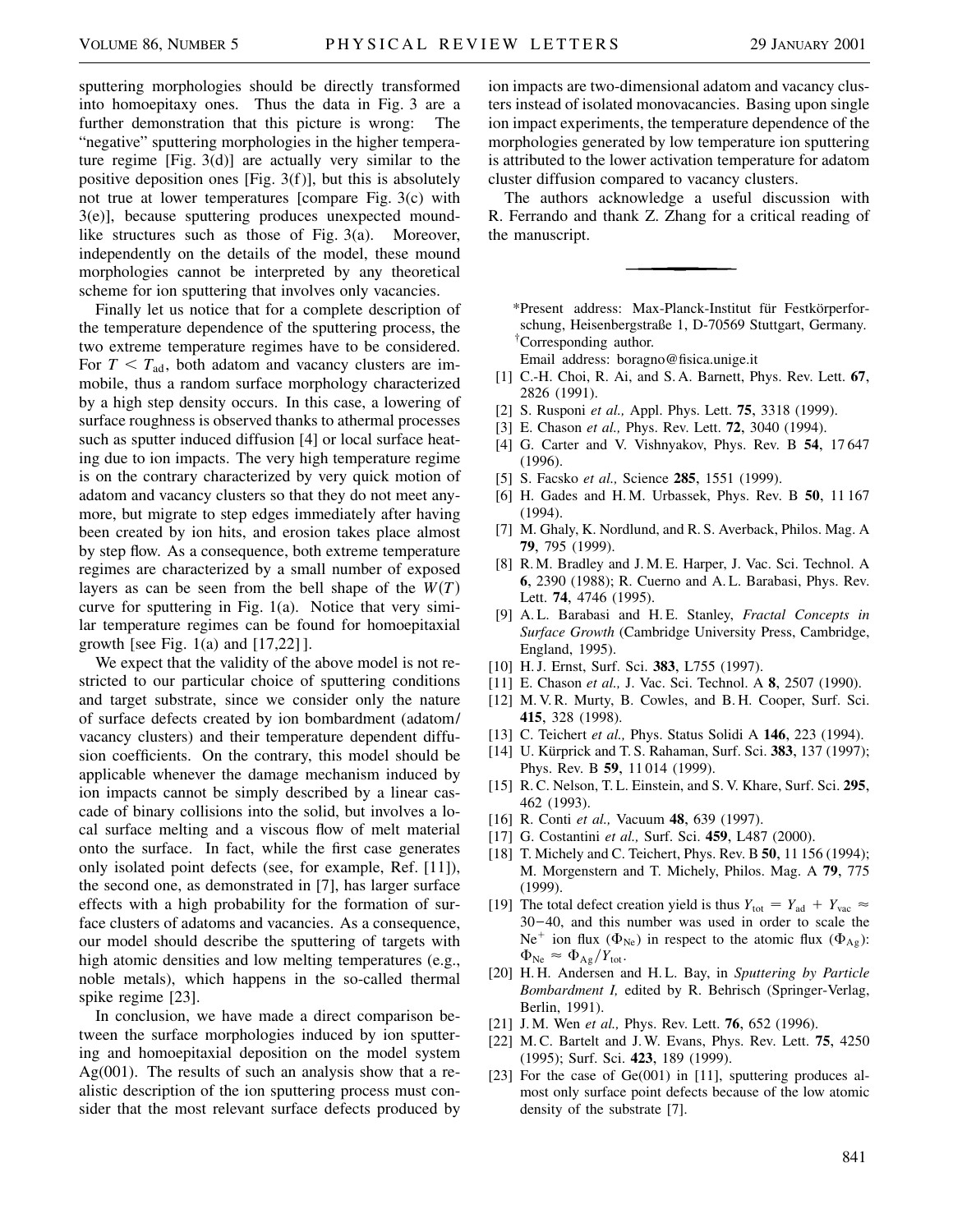sputtering morphologies should be directly transformed into homoepitaxy ones. Thus the data in Fig. 3 are a further demonstration that this picture is wrong: The "negative" sputtering morphologies in the higher temperature regime [Fig. 3(d)] are actually very similar to the positive deposition ones [Fig. 3(f)], but this is absolutely not true at lower temperatures [compare Fig. 3(c) with 3(e)], because sputtering produces unexpected mound-like structures such as those of Fig. 3(a). Moreover, independently on the details of the model, these mound morphologies cannot be interpreted by any theoretical scheme for ion sputtering that involves only vacancies.

Finally let us notice that for a complete description of the temperature dependence of the sputtering process, the two extreme temperature regimes have to be considered. For $T < T_{ad}$, both adatom and vacancy clusters are immobile, thus a random surface morphology characterized by a high step density occurs. In this case, a lowering of surface roughness is observed thanks to athermal processes such as sputter induced diffusion [4] or local surface heating due to ion impacts. The very high temperature regime is on the contrary characterized by very quick motion of adatom and vacancy clusters so that they do not meet anymore, but migrate to step edges immediately after having been created by ion hits, and erosion takes place almost by step flow. As a consequence, both extreme temperature regimes are characterized by a small number of exposed layers as can be seen from the bell shape of the $W(T)$ curve for sputtering in Fig. 1(a). Notice that very similar temperature regimes can be found for homoepitaxial growth [see Fig. 1(a) and [17,22]].

We expect that the validity of the above model is not restricted to our particular choice of sputtering conditions and target substrate, since we consider only the nature of surface defects created by ion bombardment (adatom/vacancy clusters) and their temperature dependent diffusion coefficients. On the contrary, this model should be applicable whenever the damage mechanism induced by ion impacts cannot be simply described by a linear cascade of binary collisions into the solid, but involves a local surface melting and a viscous flow of melt material onto the surface. In fact, while the first case generates only isolated point defects (see, for example, Ref. [11]), the second one, as demonstrated in [7], has larger surface effects with a high probability for the formation of surface clusters of adatoms and vacancies. As a consequence, our model should describe the sputtering of targets with high atomic densities and low melting temperatures (e.g., noble metals), which happens in the so-called thermal spike regime [23].

In conclusion, we have made a direct comparison between the surface morphologies induced by ion sputtering and homoepitaxial deposition on the model system Ag(001). The results of such an analysis show that a realistic description of the ion sputtering process must consider that the most relevant surface defects produced by ion impacts are two-dimensional adatom and vacancy clusters instead of isolated monovacancies. Basing upon single ion impact experiments, the temperature dependence of the morphologies generated by low temperature ion sputtering is attributed to the lower activation temperature for adatom cluster diffusion compared to vacancy clusters.

The authors acknowledge a useful discussion with R. Ferrando and thank Z. Zhang for a critical reading of the manuscript.

---

*Present address: Max-Planck-Institut für Festkörperforschung, Heisenbergstraße 1, D-70569 Stuttgart, Germany.

†Corresponding author.
Email address: boragno@fisica.unige.it

[1] C.-H. Choi, R. Ai, and S. A. Barnett, Phys. Rev. Lett. **67**, 2826 (1991).

[2] S. Rusponi *et al.,* Appl. Phys. Lett. **75**, 3318 (1999).

[3] E. Chason *et al.,* Phys. Rev. Lett. **72**, 3040 (1994).

[4] G. Carter and V. Vishnyakov, Phys. Rev. B **54**, 17 647 (1996).

[5] S. Facsko *et al.,* Science **285**, 1551 (1999).

[6] H. Gades and H. M. Urbassek, Phys. Rev. B **50**, 11 167 (1994).

[7] M. Ghaly, K. Nordlund, and R. S. Averback, Philos. Mag. A **79**, 795 (1999).

[8] R. M. Bradley and J. M. E. Harper, J. Vac. Sci. Technol. A **6**, 2390 (1988); R. Cuerno and A. L. Barabasi, Phys. Rev. Lett. **74**, 4746 (1995).

[9] A. L. Barabasi and H. E. Stanley, *Fractal Concepts in Surface Growth* (Cambridge University Press, Cambridge, England, 1995).

[10] H. J. Ernst, Surf. Sci. **383**, L755 (1997).

[11] E. Chason *et al.,* J. Vac. Sci. Technol. A **8**, 2507 (1990).

[12] M. V. R. Murty, B. Cowles, and B. H. Cooper, Surf. Sci. **415**, 328 (1998).

[13] C. Teichert *et al.,* Phys. Status Solidi A **146**, 223 (1994).

[14] U. Kürprick and T. S. Rahaman, Surf. Sci. **383**, 137 (1997); Phys. Rev. B **59**, 11 014 (1999).

[15] R. C. Nelson, T. L. Einstein, and S. V. Khare, Surf. Sci. **295**, 462 (1993).

[16] R. Conti *et al.,* Vacuum **48**, 639 (1997).

[17] G. Costantini *et al.,* Surf. Sci. **459**, L487 (2000).

[18] T. Michely and C. Teichert, Phys. Rev. B **50**, 11 156 (1994); M. Morgenstern and T. Michely, Philos. Mag. A **79**, 775 (1999).

[19] The total defect creation yield is thus $Y_{tot} = Y_{ad} + Y_{vac} \approx 30-40$, and this number was used in order to scale the $Ne^+$ ion flux ($\Phi_{Ne}$) in respect to the atomic flux ($\Phi_{Ag}$): $\Phi_{Ne} \approx \Phi_{Ag}/Y_{tot}$.

[20] H. H. Andersen and H. L. Bay, in *Sputtering by Particle Bombardment I,* edited by R. Behrisch (Springer-Verlag, Berlin, 1991).

[21] J. M. Wen *et al.,* Phys. Rev. Lett. **76**, 652 (1996).

[22] M. C. Bartelt and J. W. Evans, Phys. Rev. Lett. **75**, 4250 (1995); Surf. Sci. **423**, 189 (1999).

[23] For the case of Ge(001) in [11], sputtering produces almost only surface point defects because of the low atomic density of the substrate [7].